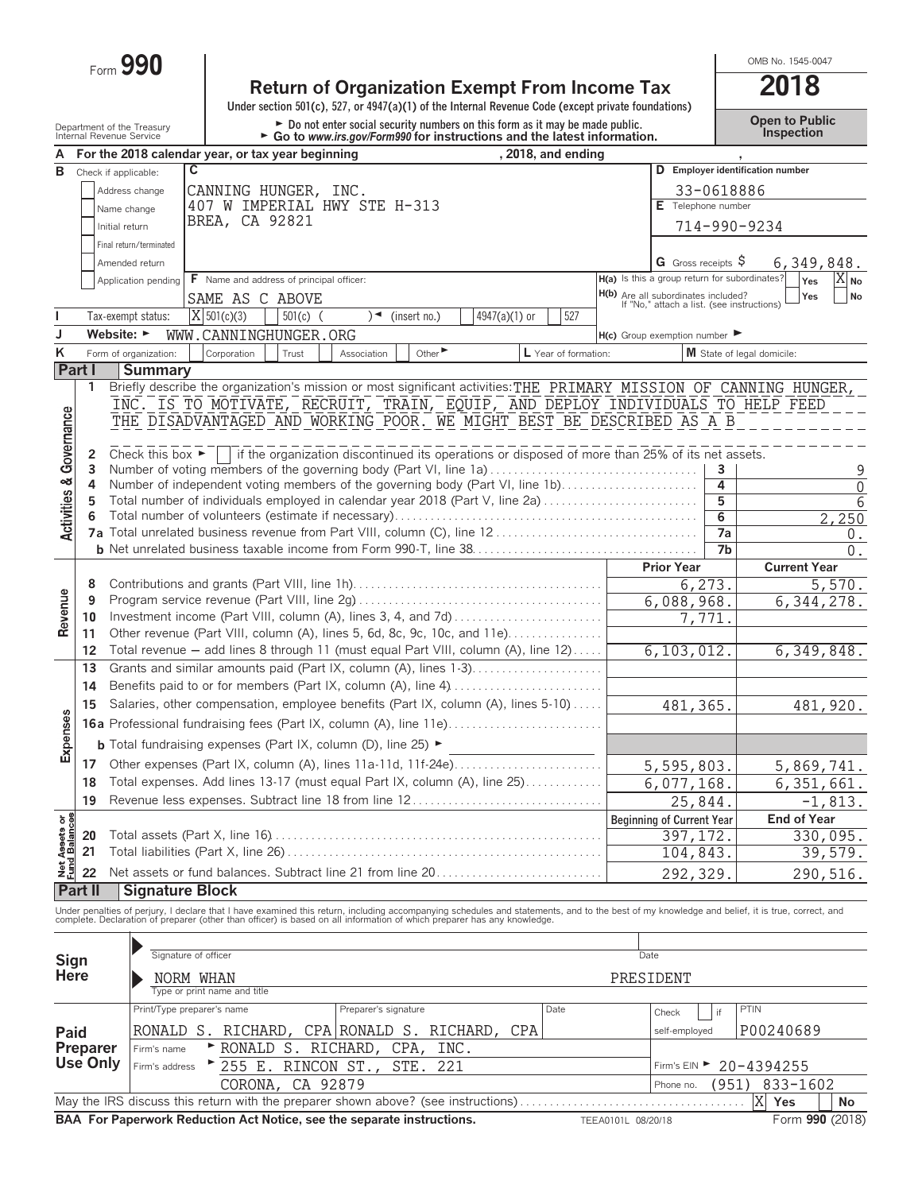Form **990**

# Return of Organization Exempt From Income Tax

**2018**

OMB No. 1545-0047

Under section 501(c), 527, or 4947(a)(1) of the Internal Revenue Code (except private foundations)

► Do not enter social security numbers on this form as it may be made public.
► Go to *www.irs.gov/Form990* for instructions and the latest information.

**Open to Public Inspection**

Department of the Treasury
Internal Revenue Service

**A** For the 2018 calendar year, or tax year beginning , 2018, and ending ,

**B** Check if applicable:
- Address change
- Name change
- Initial return
- Final return/terminated
- Amended return
- Application pending

**C**
CANNING HUNGER, INC.
407 W IMPERIAL HWY STE H-313
BREA, CA 92821

**D** Employer identification number: 33-0618886

**E** Telephone number: 714-990-9234

**G** Gross receipts $ 6,349,848.

**F** Name and address of principal officer:
SAME AS C ABOVE

**H(a)** Is this a group return for subordinates? Yes [ ] No [X]
**H(b)** Are all subordinates included? Yes [ ] No [ ]
If "No," attach a list. (see instructions)

**I** Tax-exempt status: [X] 501(c)(3) [ ] 501(c) ( ) ◄ (insert no.) [ ] 4947(a)(1) or [ ] 527

**J** Website: ► WWW.CANNINGHUNGER.ORG

**H(c)** Group exemption number ►

**K** Form of organization: [ ] Corporation [ ] Trust [ ] Association [ ] Other ► **L** Year of formation: **M** State of legal domicile:

## Part I Summary

### Activities & Governance

**1** Briefly describe the organization's mission or most significant activities: THE PRIMARY MISSION OF CANNING HUNGER, INC. IS TO MOTIVATE, RECRUIT, TRAIN, EQUIP, AND DEPLOY INDIVIDUALS TO HELP FEED THE DISADVANTAGED AND WORKING POOR. WE MIGHT BEST BE DESCRIBED AS A B

**2** Check this box ► [ ] if the organization discontinued its operations or disposed of more than 25% of its net assets.

| | | | |
|---|---|---|---|
| 3 | Number of voting members of the governing body (Part VI, line 1a) | 3 | 9 |
| 4 | Number of independent voting members of the governing body (Part VI, line 1b) | 4 | 0 |
| 5 | Total number of individuals employed in calendar year 2018 (Part V, line 2a) | 5 | 6 |
| 6 | Total number of volunteers (estimate if necessary) | 6 | 2,250 |
| 7a | Total unrelated business revenue from Part VIII, column (C), line 12 | 7a | 0. |
| b | Net unrelated business taxable income from Form 990-T, line 38 | 7b | 0. |

### Revenue / Expenses

| | | Prior Year | Current Year |
|---|---|---|---|
| 8 | Contributions and grants (Part VIII, line 1h) | 6,273. | 5,570. |
| 9 | Program service revenue (Part VIII, line 2g) | 6,088,968. | 6,344,278. |
| 10 | Investment income (Part VIII, column (A), lines 3, 4, and 7d) | 7,771. | |
| 11 | Other revenue (Part VIII, column (A), lines 5, 6d, 8c, 9c, 10c, and 11e) | | |
| 12 | Total revenue – add lines 8 through 11 (must equal Part VIII, column (A), line 12) | 6,103,012. | 6,349,848. |
| 13 | Grants and similar amounts paid (Part IX, column (A), lines 1-3) | | |
| 14 | Benefits paid to or for members (Part IX, column (A), line 4) | | |
| 15 | Salaries, other compensation, employee benefits (Part IX, column (A), lines 5-10) | 481,365. | 481,920. |
| 16a | Professional fundraising fees (Part IX, column (A), line 11e) | | |
| b | Total fundraising expenses (Part IX, column (D), line 25) ► | | |
| 17 | Other expenses (Part IX, column (A), lines 11a-11d, 11f-24e) | 5,595,803. | 5,869,741. |
| 18 | Total expenses. Add lines 13-17 (must equal Part IX, column (A), line 25) | 6,077,168. | 6,351,661. |
| 19 | Revenue less expenses. Subtract line 18 from line 12 | 25,844. | -1,813. |

### Net Assets or Fund Balances

| | | Beginning of Current Year | End of Year |
|---|---|---|---|
| 20 | Total assets (Part X, line 16) | 397,172. | 330,095. |
| 21 | Total liabilities (Part X, line 26) | 104,843. | 39,579. |
| 22 | Net assets or fund balances. Subtract line 21 from line 20 | 292,329. | 290,516. |

## Part II Signature Block

Under penalties of perjury, I declare that I have examined this return, including accompanying schedules and statements, and to the best of my knowledge and belief, it is true, correct, and complete. Declaration of preparer (other than officer) is based on all information of which preparer has any knowledge.

**Sign Here**

Signature of officer — Date

NORM WHAN — PRESIDENT
Type or print name and title

**Paid Preparer Use Only**

| Print/Type preparer's name | Preparer's signature | Date | Check [ ] if self-employed | PTIN |
|---|---|---|---|---|
| RONALD S. RICHARD, CPA | RONALD S. RICHARD, CPA | | | P00240689 |

Firm's name ► RONALD S. RICHARD, CPA, INC.
Firm's address ► 255 E. RINCON ST., STE. 221, CORONA, CA 92879
Firm's EIN ► 20-4394255
Phone no. (951) 833-1602

May the IRS discuss this return with the preparer shown above? (see instructions) [X] Yes [ ] No

**BAA For Paperwork Reduction Act Notice, see the separate instructions.** TEEA0101L 08/20/18 Form **990** (2018)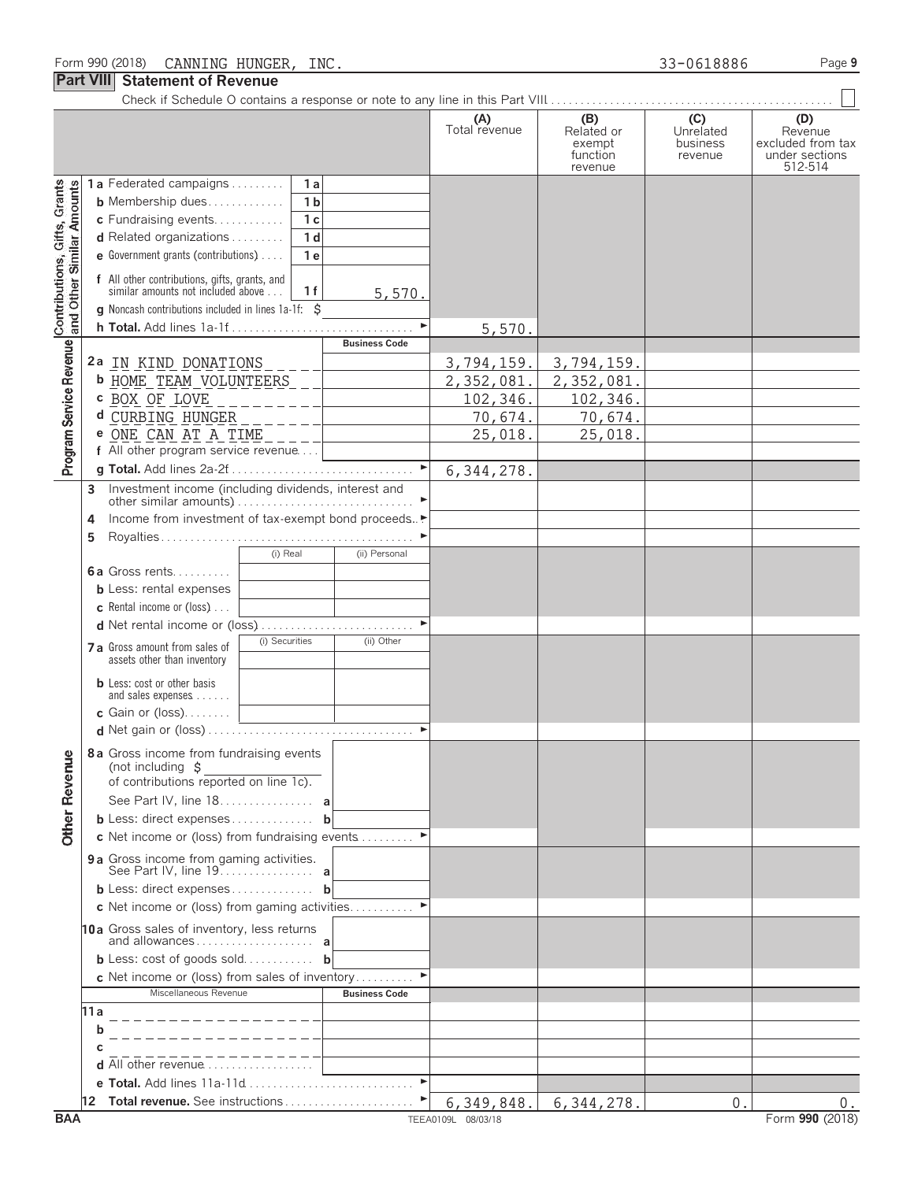Form 990 (2018) CANNING HUNGER, INC. 33-0618886

## Part VIII Statement of Revenue

Check if Schedule O contains a response or note to any line in this Part VIII

| | | | | (A) Total revenue | (B) Related or exempt function revenue | (C) Unrelated business revenue | (D) Revenue excluded from tax under sections 512-514 |
|---|---|---|---|---|---|---|---|
| **Contributions, Gifts, Grants and Other Similar Amounts** | 1a Federated campaigns | 1a | | | | | |
| | b Membership dues | 1b | | | | | |
| | c Fundraising events | 1c | | | | | |
| | d Related organizations | 1d | | | | | |
| | e Government grants (contributions) | 1e | | | | | |
| | f All other contributions, gifts, grants, and similar amounts not included above | 1f | 5,570. | | | | |
| | g Noncash contributions included in lines 1a-1f: $ | | | | | | |
| | h **Total.** Add lines 1a-1f | | | 5,570. | | | |
| **Program Service Revenue** | | | **Business Code** | | | | |
| | 2a IN KIND DONATIONS | | | 3,794,159. | 3,794,159. | | |
| | b HOME TEAM VOLUNTEERS | | | 2,352,081. | 2,352,081. | | |
| | c BOX OF LOVE | | | 102,346. | 102,346. | | |
| | d CURBING HUNGER | | | 70,674. | 70,674. | | |
| | e ONE CAN AT A TIME | | | 25,018. | 25,018. | | |
| | f All other program service revenue | | | | | | |
| | g **Total.** Add lines 2a-2f | | | 6,344,278. | | | |
| **Other Revenue** | 3 Investment income (including dividends, interest and other similar amounts) | | | | | | |
| | 4 Income from investment of tax-exempt bond proceeds | | | | | | |
| | 5 Royalties | | | | | | |
| | | (i) Real | (ii) Personal | | | | |
| | 6a Gross rents | | | | | | |
| | b Less: rental expenses | | | | | | |
| | c Rental income or (loss) | | | | | | |
| | d Net rental income or (loss) | | | | | | |
| | | (i) Securities | (ii) Other | | | | |
| | 7a Gross amount from sales of assets other than inventory | | | | | | |
| | b Less: cost or other basis and sales expenses | | | | | | |
| | c Gain or (loss) | | | | | | |
| | d Net gain or (loss) | | | | | | |
| | 8a Gross income from fundraising events (not including $ of contributions reported on line 1c). See Part IV, line 18 | a | | | | | |
| | b Less: direct expenses | b | | | | | |
| | c Net income or (loss) from fundraising events | | | | | | |
| | 9a Gross income from gaming activities. See Part IV, line 19 | a | | | | | |
| | b Less: direct expenses | b | | | | | |
| | c Net income or (loss) from gaming activities | | | | | | |
| | 10a Gross sales of inventory, less returns and allowances | a | | | | | |
| | b Less: cost of goods sold | b | | | | | |
| | c Net income or (loss) from sales of inventory | | | | | | |
| | Miscellaneous Revenue | | **Business Code** | | | | |
| | 11a | | | | | | |
| | b | | | | | | |
| | c | | | | | | |
| | d All other revenue | | | | | | |
| | e **Total.** Add lines 11a-11d | | | | | | |
| | 12 **Total revenue.** See instructions | | | 6,349,848. | 6,344,278. | 0. | 0. |

BAA TEEA0109L 08/03/18 Form **990** (2018)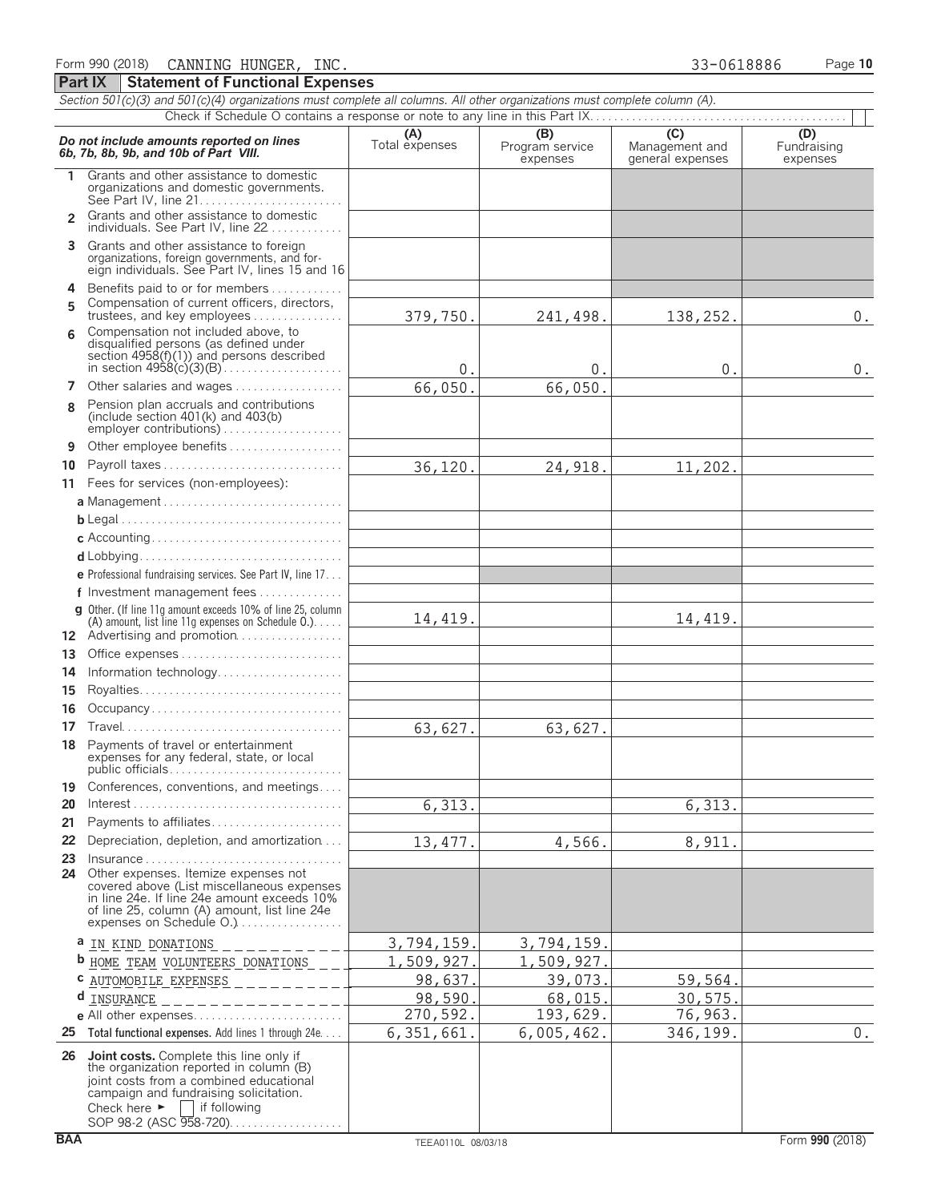Form 990 (2018) CANNING HUNGER, INC. 33-0618886 Page 10

## Part IX Statement of Functional Expenses

*Section 501(c)(3) and 501(c)(4) organizations must complete all columns. All other organizations must complete column (A).*

Check if Schedule O contains a response or note to any line in this Part IX

| *Do not include amounts reported on lines 6b, 7b, 8b, 9b, and 10b of Part VIII.* | (A) Total expenses | (B) Program service expenses | (C) Management and general expenses | (D) Fundraising expenses |
|---|---|---|---|---|
| 1 Grants and other assistance to domestic organizations and domestic governments. See Part IV, line 21 | | | | |
| 2 Grants and other assistance to domestic individuals. See Part IV, line 22 | | | | |
| 3 Grants and other assistance to foreign organizations, foreign governments, and foreign individuals. See Part IV, lines 15 and 16 | | | | |
| 4 Benefits paid to or for members | | | | |
| 5 Compensation of current officers, directors, trustees, and key employees | 379,750. | 241,498. | 138,252. | 0. |
| 6 Compensation not included above, to disqualified persons (as defined under section 4958(f)(1)) and persons described in section 4958(c)(3)(B) | 0. | 0. | 0. | 0. |
| 7 Other salaries and wages | 66,050. | 66,050. | | |
| 8 Pension plan accruals and contributions (include section 401(k) and 403(b) employer contributions) | | | | |
| 9 Other employee benefits | | | | |
| 10 Payroll taxes | 36,120. | 24,918. | 11,202. | |
| 11 Fees for services (non-employees): | | | | |
| a Management | | | | |
| b Legal | | | | |
| c Accounting | | | | |
| d Lobbying | | | | |
| e Professional fundraising services. See Part IV, line 17 | | | | |
| f Investment management fees | | | | |
| g Other. (If line 11g amount exceeds 10% of line 25, column (A) amount, list line 11g expenses on Schedule O.) | 14,419. | | 14,419. | |
| 12 Advertising and promotion | | | | |
| 13 Office expenses | | | | |
| 14 Information technology | | | | |
| 15 Royalties | | | | |
| 16 Occupancy | | | | |
| 17 Travel | 63,627. | 63,627. | | |
| 18 Payments of travel or entertainment expenses for any federal, state, or local public officials | | | | |
| 19 Conferences, conventions, and meetings | | | | |
| 20 Interest | 6,313. | | 6,313. | |
| 21 Payments to affiliates | | | | |
| 22 Depreciation, depletion, and amortization | 13,477. | 4,566. | 8,911. | |
| 23 Insurance | | | | |
| 24 Other expenses. Itemize expenses not covered above (List miscellaneous expenses in line 24e. If line 24e amount exceeds 10% of line 25, column (A) amount, list line 24e expenses on Schedule O.) | | | | |
| a IN KIND DONATIONS | 3,794,159. | 3,794,159. | | |
| b HOME TEAM VOLUNTEERS DONATIONS | 1,509,927. | 1,509,927. | | |
| c AUTOMOBILE EXPENSES | 98,637. | 39,073. | 59,564. | |
| d INSURANCE | 98,590. | 68,015. | 30,575. | |
| e All other expenses | 270,592. | 193,629. | 76,963. | |
| 25 **Total functional expenses.** Add lines 1 through 24e | 6,351,661. | 6,005,462. | 346,199. | 0. |
| 26 **Joint costs.** Complete this line only if the organization reported in column (B) joint costs from a combined educational campaign and fundraising solicitation. Check here ► ☐ if following SOP 98-2 (ASC 958-720) | | | | |

BAA TEEA0110L 08/03/18 Form **990** (2018)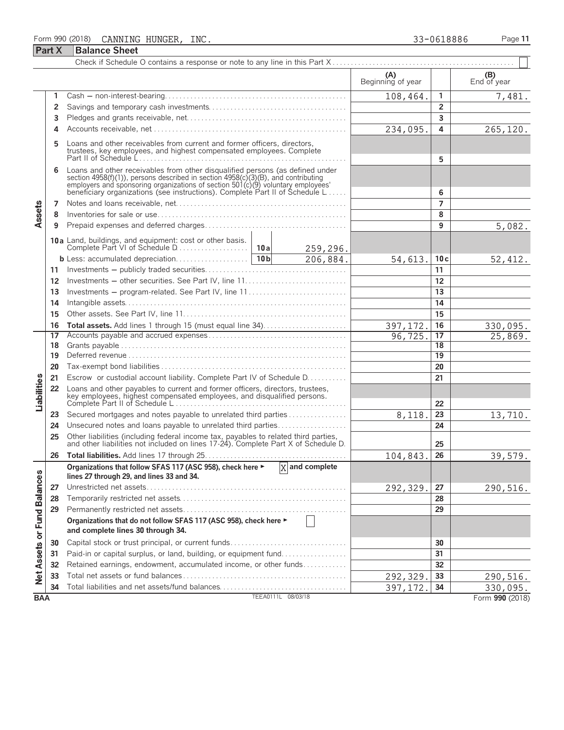Form 990 (2018) CANNING HUNGER, INC. 33-0618886

## Part X Balance Sheet

Check if Schedule O contains a response or note to any line in this Part X ☐

| | | | (A) Beginning of year | | (B) End of year |
|---|---|---|---|---|---|
| Assets | 1 | Cash — non-interest-bearing | 108,464. | 1 | 7,481. |
| | 2 | Savings and temporary cash investments | | 2 | |
| | 3 | Pledges and grants receivable, net | | 3 | |
| | 4 | Accounts receivable, net | 234,095. | 4 | 265,120. |
| | 5 | Loans and other receivables from current and former officers, directors, trustees, key employees, and highest compensated employees. Complete Part II of Schedule L | | 5 | |
| | 6 | Loans and other receivables from other disqualified persons (as defined under section 4958(f)(1)), persons described in section 4958(c)(3)(B), and contributing employers and sponsoring organizations of section 501(c)(9) voluntary employees' beneficiary organizations (see instructions). Complete Part II of Schedule L | | 6 | |
| | 7 | Notes and loans receivable, net | | 7 | |
| | 8 | Inventories for sale or use | | 8 | |
| | 9 | Prepaid expenses and deferred charges | | 9 | 5,082. |
| | 10a | Land, buildings, and equipment: cost or other basis. Complete Part VI of Schedule D — 10a: 259,296. | | | |
| | b | Less: accumulated depreciation — 10b: 206,884. | 54,613. | 10c | 52,412. |
| | 11 | Investments — publicly traded securities | | 11 | |
| | 12 | Investments — other securities. See Part IV, line 11 | | 12 | |
| | 13 | Investments — program-related. See Part IV, line 11 | | 13 | |
| | 14 | Intangible assets | | 14 | |
| | 15 | Other assets. See Part IV, line 11 | | 15 | |
| | 16 | **Total assets.** Add lines 1 through 15 (must equal line 34) | 397,172. | 16 | 330,095. |
| Liabilities | 17 | Accounts payable and accrued expenses | 96,725. | 17 | 25,869. |
| | 18 | Grants payable | | 18 | |
| | 19 | Deferred revenue | | 19 | |
| | 20 | Tax-exempt bond liabilities | | 20 | |
| | 21 | Escrow or custodial account liability. Complete Part IV of Schedule D | | 21 | |
| | 22 | Loans and other payables to current and former officers, directors, trustees, key employees, highest compensated employees, and disqualified persons. Complete Part II of Schedule L | | 22 | |
| | 23 | Secured mortgages and notes payable to unrelated third parties | 8,118. | 23 | 13,710. |
| | 24 | Unsecured notes and loans payable to unrelated third parties | | 24 | |
| | 25 | Other liabilities (including federal income tax, payables to related third parties, and other liabilities not included on lines 17-24). Complete Part X of Schedule D | | 25 | |
| | 26 | **Total liabilities.** Add lines 17 through 25 | 104,843. | 26 | 39,579. |
| Net Assets or Fund Balances | | **Organizations that follow SFAS 117 (ASC 958), check here ► [X] and complete lines 27 through 29, and lines 33 and 34.** | | | |
| | 27 | Unrestricted net assets | 292,329. | 27 | 290,516. |
| | 28 | Temporarily restricted net assets | | 28 | |
| | 29 | Permanently restricted net assets | | 29 | |
| | | **Organizations that do not follow SFAS 117 (ASC 958), check here ► [ ] and complete lines 30 through 34.** | | | |
| | 30 | Capital stock or trust principal, or current funds | | 30 | |
| | 31 | Paid-in or capital surplus, or land, building, or equipment fund | | 31 | |
| | 32 | Retained earnings, endowment, accumulated income, or other funds | | 32 | |
| | 33 | Total net assets or fund balances | 292,329. | 33 | 290,516. |
| | 34 | Total liabilities and net assets/fund balances | 397,172. | 34 | 330,095. |

BAA TEEA0111L 08/03/18 Form 990 (2018)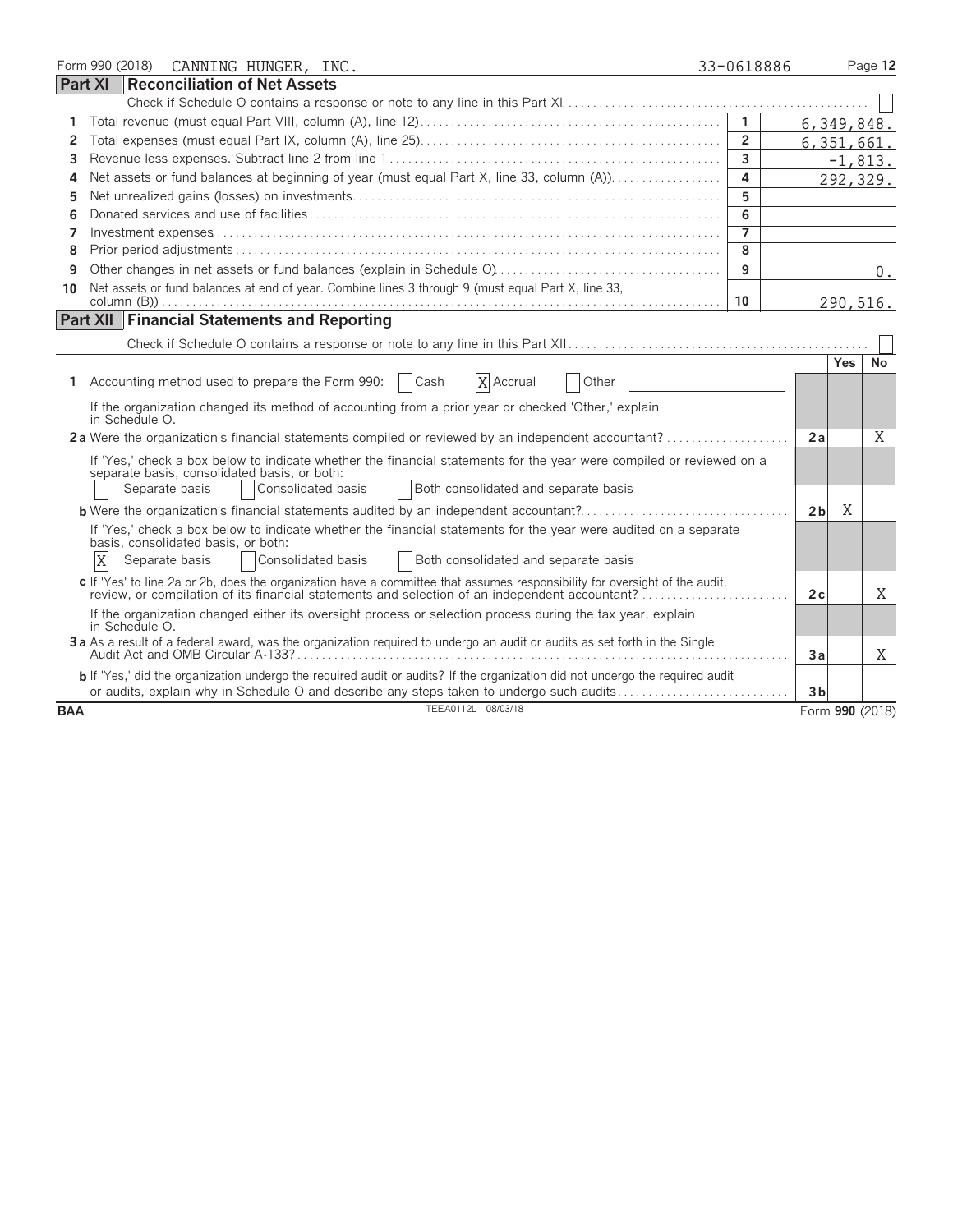Form 990 (2018) CANNING HUNGER, INC. 33-0618886

## Part XI Reconciliation of Net Assets

Check if Schedule O contains a response or note to any line in this Part XI. ☐

| | | | |
|---|---|---|---|
| 1 | Total revenue (must equal Part VIII, column (A), line 12) | 1 | 6,349,848. |
| 2 | Total expenses (must equal Part IX, column (A), line 25) | 2 | 6,351,661. |
| 3 | Revenue less expenses. Subtract line 2 from line 1 | 3 | -1,813. |
| 4 | Net assets or fund balances at beginning of year (must equal Part X, line 33, column (A)) | 4 | 292,329. |
| 5 | Net unrealized gains (losses) on investments | 5 | |
| 6 | Donated services and use of facilities | 6 | |
| 7 | Investment expenses | 7 | |
| 8 | Prior period adjustments | 8 | |
| 9 | Other changes in net assets or fund balances (explain in Schedule O) | 9 | 0. |
| 10 | Net assets or fund balances at end of year. Combine lines 3 through 9 (must equal Part X, line 33, column (B)) | 10 | 290,516. |

## Part XII Financial Statements and Reporting

Check if Schedule O contains a response or note to any line in this Part XII ☐

| | | | Yes | No |
|---|---|---|---|---|
| 1 | Accounting method used to prepare the Form 990: ☐ Cash ☒ Accrual ☐ Other | | | |
| | If the organization changed its method of accounting from a prior year or checked 'Other,' explain in Schedule O. | | | |
| 2a | Were the organization's financial statements compiled or reviewed by an independent accountant? | 2a | | X |
| | If 'Yes,' check a box below to indicate whether the financial statements for the year were compiled or reviewed on a separate basis, consolidated basis, or both: ☐ Separate basis ☐ Consolidated basis ☐ Both consolidated and separate basis | | | |
| b | Were the organization's financial statements audited by an independent accountant? | 2b | X | |
| | If 'Yes,' check a box below to indicate whether the financial statements for the year were audited on a separate basis, consolidated basis, or both: ☒ Separate basis ☐ Consolidated basis ☐ Both consolidated and separate basis | | | |
| c | If 'Yes' to line 2a or 2b, does the organization have a committee that assumes responsibility for oversight of the audit, review, or compilation of its financial statements and selection of an independent accountant? | 2c | | X |
| | If the organization changed either its oversight process or selection process during the tax year, explain in Schedule O. | | | |
| 3a | As a result of a federal award, was the organization required to undergo an audit or audits as set forth in the Single Audit Act and OMB Circular A-133? | 3a | | X |
| b | If 'Yes,' did the organization undergo the required audit or audits? If the organization did not undergo the required audit or audits, explain why in Schedule O and describe any steps taken to undergo such audits | 3b | | |

BAA TEEA0112L 08/03/18 Form 990 (2018)